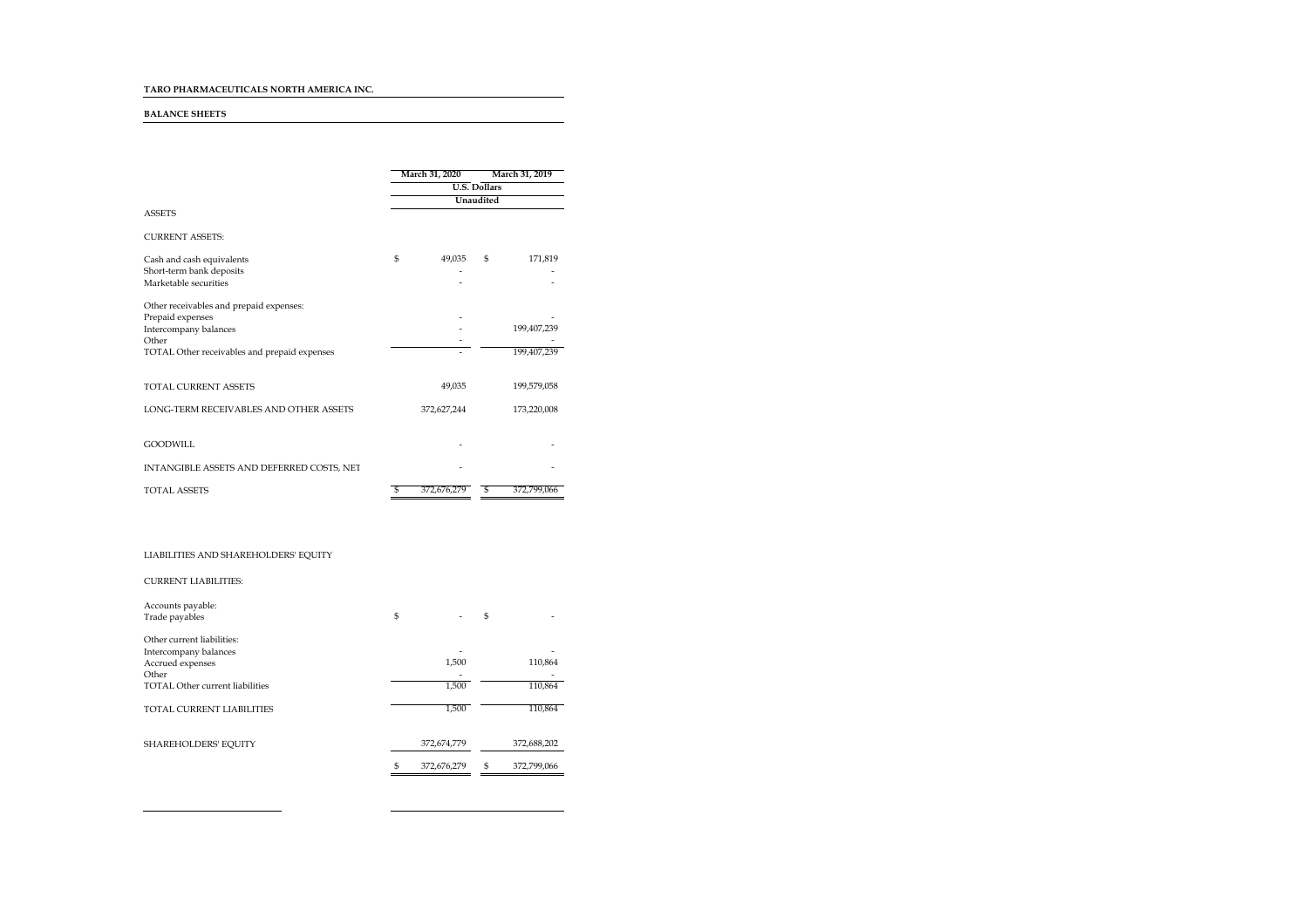**TARO PHARMACEUTICALS NORTH AMERICA INC.**

**BALANCE SHEETS**

| | March 31, 2020 | March 31, 2019 |
|---|---|---|
| | U.S. Dollars | |
| | Unaudited | |
| ASSETS | | |
| CURRENT ASSETS: | | |
| Cash and cash equivalents | $ 49,035 | $ 171,819 |
| Short-term bank deposits | - | - |
| Marketable securities | - | - |
| Other receivables and prepaid expenses: | | |
| Prepaid expenses | - | - |
| Intercompany balances | - | 199,407,239 |
| Other | - | - |
| TOTAL Other receivables and prepaid expenses | - | 199,407,239 |
| TOTAL CURRENT ASSETS | 49,035 | 199,579,058 |
| LONG-TERM RECEIVABLES AND OTHER ASSETS | 372,627,244 | 173,220,008 |
| GOODWILL | - | - |
| INTANGIBLE ASSETS AND DEFERRED COSTS, NET | - | - |
| TOTAL ASSETS | $ 372,676,279 | $ 372,799,066 |

| | March 31, 2020 | March 31, 2019 |
|---|---|---|
| LIABILITIES AND SHAREHOLDERS' EQUITY | | |
| CURRENT LIABILITIES: | | |
| Accounts payable: | | |
| Trade payables | $ - | $ - |
| Other current liabilities: | | |
| Intercompany balances | - | - |
| Accrued expenses | 1,500 | 110,864 |
| Other | - | - |
| TOTAL Other current liabilities | 1,500 | 110,864 |
| TOTAL CURRENT LIABILITIES | 1,500 | 110,864 |
| SHAREHOLDERS' EQUITY | 372,674,779 | 372,688,202 |
| | $ 372,676,279 | $ 372,799,066 |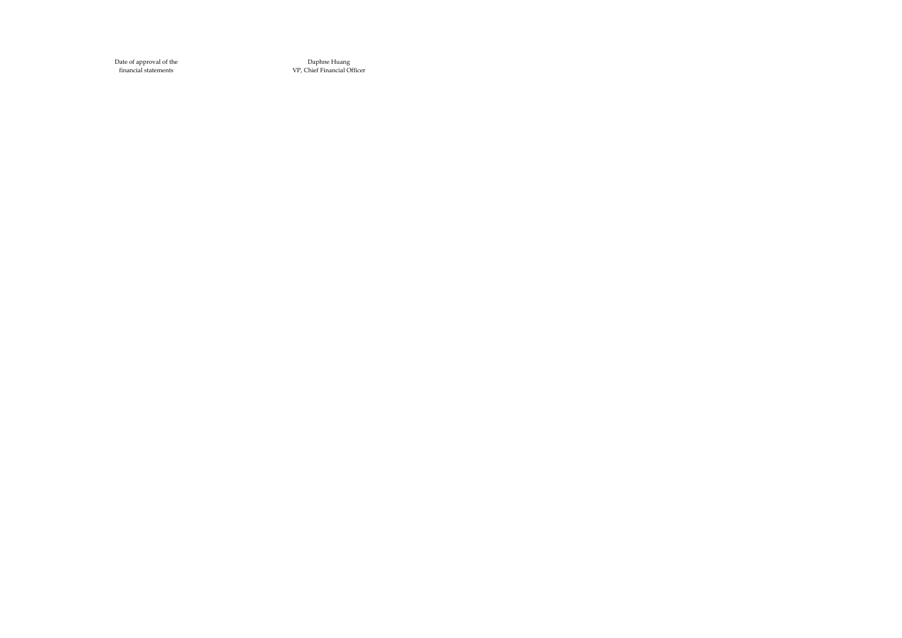| Date of approval of the financial statements | Daphne Huang VP, Chief Financial Officer |
|---|---|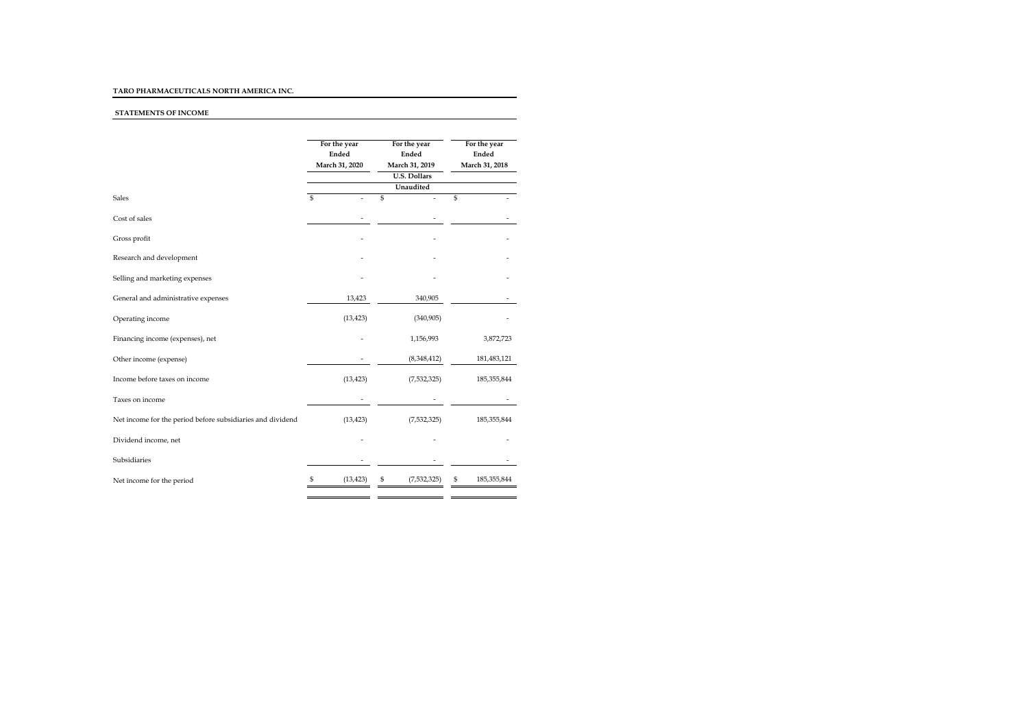**TARO PHARMACEUTICALS NORTH AMERICA INC.**

**STATEMENTS OF INCOME**

| | For the year Ended March 31, 2020 | For the year Ended March 31, 2019 | For the year Ended March 31, 2018 |
|---|---|---|---|
| | | U.S. Dollars | |
| | | Unaudited | |
| Sales | $ - | $ - | $ - |
| Cost of sales | - | - | - |
| Gross profit | - | - | - |
| Research and development | - | - | - |
| Selling and marketing expenses | - | - | - |
| General and administrative expenses | 13,423 | 340,905 | - |
| Operating income | (13,423) | (340,905) | - |
| Financing income (expenses), net | - | 1,156,993 | 3,872,723 |
| Other income (expense) | - | (8,348,412) | 181,483,121 |
| Income before taxes on income | (13,423) | (7,532,325) | 185,355,844 |
| Taxes on income | - | - | - |
| Net income for the period before subsidiaries and dividend | (13,423) | (7,532,325) | 185,355,844 |
| Dividend income, net | - | - | - |
| Subsidiaries | - | - | - |
| Net income for the period | $ (13,423) | $ (7,532,325) | $ 185,355,844 |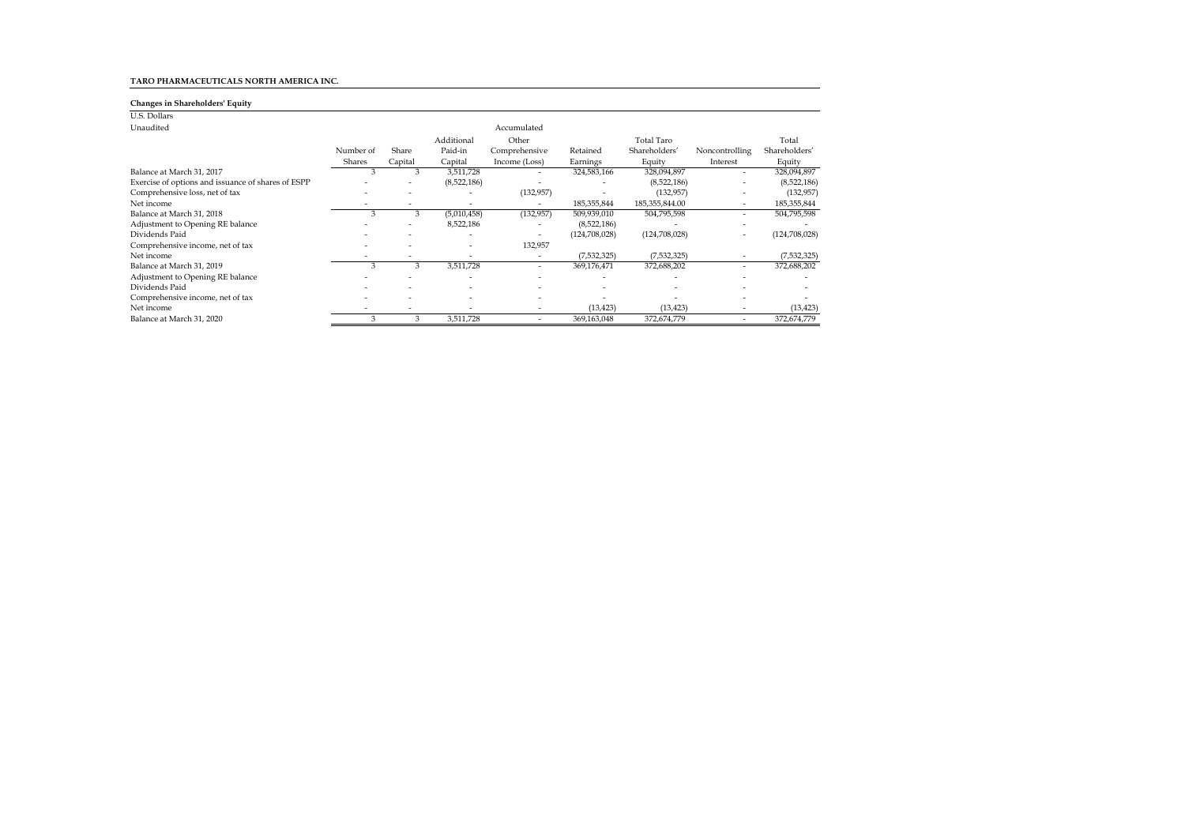**TARO PHARMACEUTICALS NORTH AMERICA INC.**

**Changes in Shareholders' Equity**

U.S. Dollars

Unaudited

| | Number of Shares | Share Capital | Additional Paid-in Capital | Accumulated Other Comprehensive Income (Loss) | Retained Earnings | Total Taro Shareholders' Equity | Noncontrolling Interest | Total Shareholders' Equity |
|---|---|---|---|---|---|---|---|---|
| Balance at March 31, 2017 | 3 | 3 | 3,511,728 | - | 324,583,166 | 328,094,897 | - | 328,094,897 |
| Exercise of options and issuance of shares of ESPP | - | - | (8,522,186) | - | - | (8,522,186) | - | (8,522,186) |
| Comprehensive loss, net of tax | - | - | - | (132,957) | - | (132,957) | - | (132,957) |
| Net income | - | - | - | - | 185,355,844 | 185,355,844.00 | - | 185,355,844 |
| Balance at March 31, 2018 | 3 | 3 | (5,010,458) | (132,957) | 509,939,010 | 504,795,598 | - | 504,795,598 |
| Adjustment to Opening RE balance | - | - | 8,522,186 | - | (8,522,186) | - | - | - |
| Dividends Paid | - | - | - | - | (124,708,028) | (124,708,028) | - | (124,708,028) |
| Comprehensive income, net of tax | - | - | - | 132,957 | | | | |
| Net income | - | - | - | - | (7,532,325) | (7,532,325) | - | (7,532,325) |
| Balance at March 31, 2019 | 3 | 3 | 3,511,728 | - | 369,176,471 | 372,688,202 | - | 372,688,202 |
| Adjustment to Opening RE balance | - | - | - | - | - | - | - | - |
| Dividends Paid | - | - | - | - | - | - | - | - |
| Comprehensive income, net of tax | - | - | - | - | - | - | - | - |
| Net income | - | - | - | - | (13,423) | (13,423) | - | (13,423) |
| Balance at March 31, 2020 | 3 | 3 | 3,511,728 | - | 369,163,048 | 372,674,779 | - | 372,674,779 |